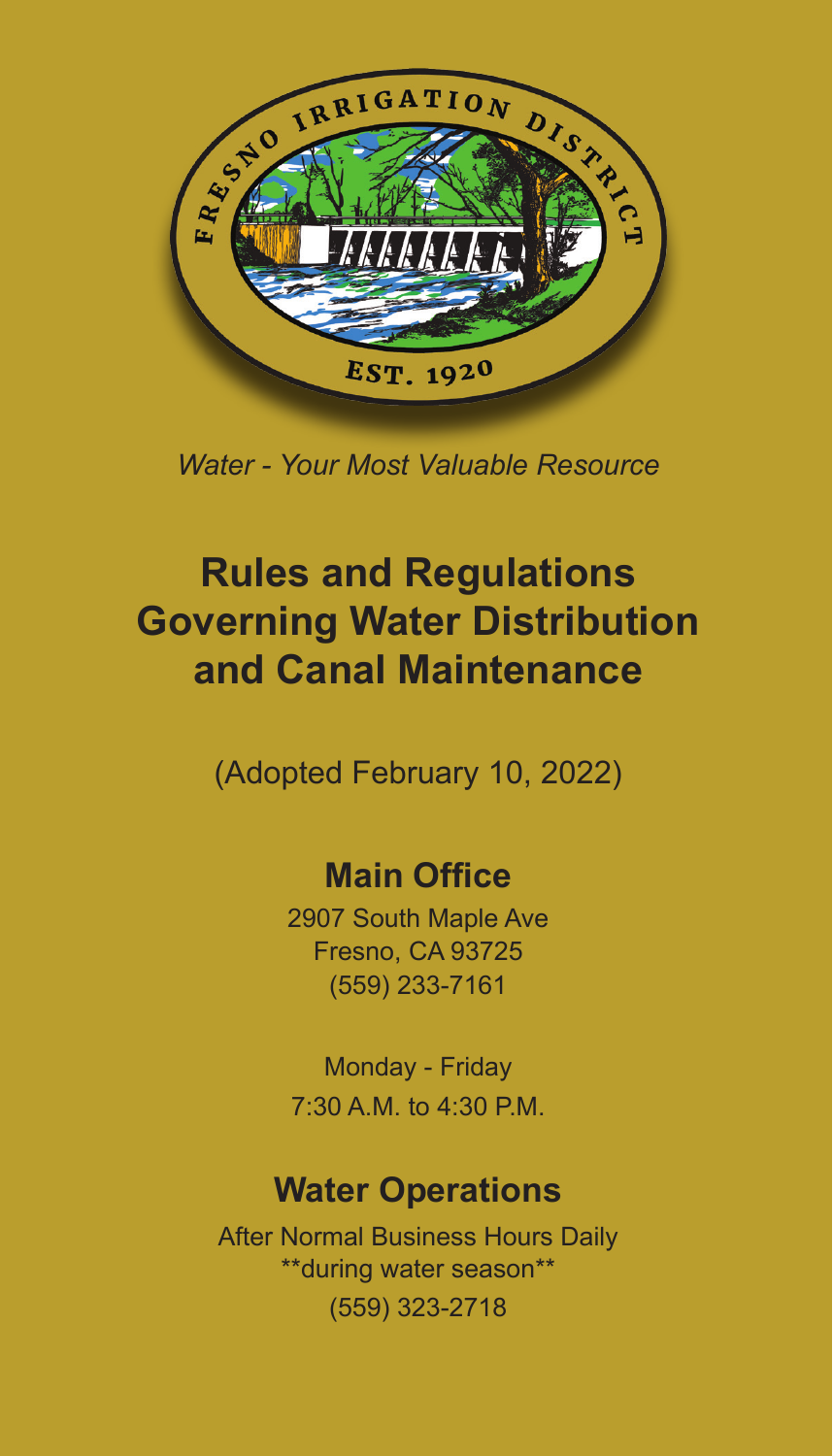FRESNO IRRIGATION DISTRICT

EST. 1920

*Water - Your Most Valuable Resource*

# Rules and Regulations Governing Water Distribution and Canal Maintenance

(Adopted February 10, 2022)

## Main Office

2907 South Maple Ave
Fresno, CA 93725
(559) 233-7161

Monday - Friday
7:30 A.M. to 4:30 P.M.

## Water Operations

After Normal Business Hours Daily
**during water season**
(559) 323-2718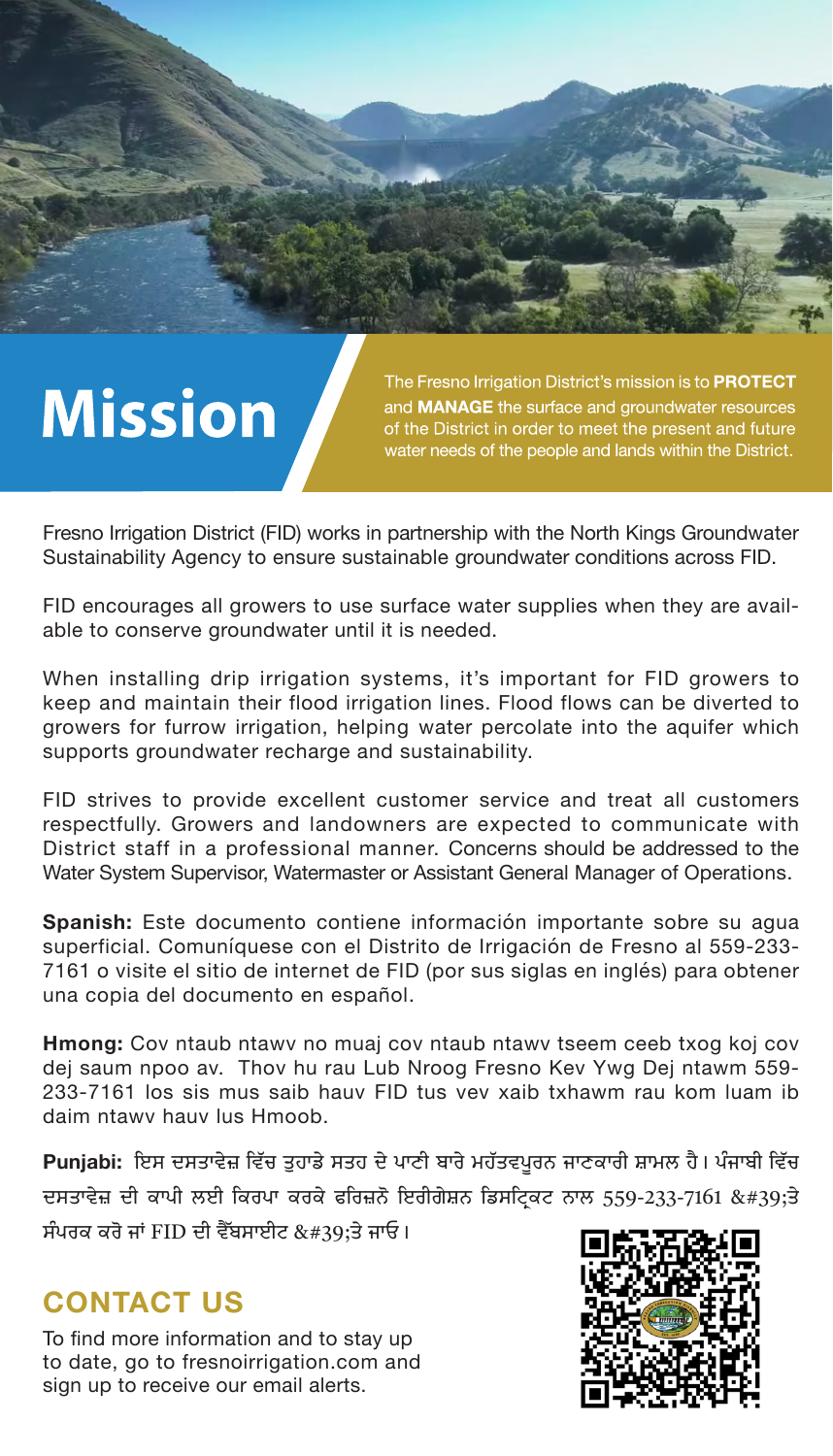# Mission

The Fresno Irrigation District's mission is to **PROTECT** and **MANAGE** the surface and groundwater resources of the District in order to meet the present and future water needs of the people and lands within the District.

Fresno Irrigation District (FID) works in partnership with the North Kings Groundwater Sustainability Agency to ensure sustainable groundwater conditions across FID.

FID encourages all growers to use surface water supplies when they are available to conserve groundwater until it is needed.

When installing drip irrigation systems, it's important for FID growers to keep and maintain their flood irrigation lines. Flood flows can be diverted to growers for furrow irrigation, helping water percolate into the aquifer which supports groundwater recharge and sustainability.

FID strives to provide excellent customer service and treat all customers respectfully. Growers and landowners are expected to communicate with District staff in a professional manner. Concerns should be addressed to the Water System Supervisor, Watermaster or Assistant General Manager of Operations.

**Spanish:** Este documento contiene información importante sobre su agua superficial. Comuníquese con el Distrito de Irrigación de Fresno al 559-233-7161 o visite el sitio de internet de FID (por sus siglas en inglés) para obtener una copia del documento en español.

**Hmong:** Cov ntaub ntawv no muaj cov ntaub ntawv tseem ceeb txog koj cov dej saum npoo av. Thov hu rau Lub Nroog Fresno Kev Ywg Dej ntawm 559-233-7161 los sis mus saib hauv FID tus vev xaib txhawm rau kom luam ib daim ntawv hauv lus Hmoob.

**Punjabi:** ਇਸ ਦਸਤਾਵੇਜ਼ ਵਿੱਚ ਤੁਹਾਡੇ ਸਤਹ ਦੇ ਪਾਣੀ ਬਾਰੇ ਮਹੱਤਵਪੂਰਨ ਜਾਣਕਾਰੀ ਸ਼ਾਮਲ ਹੈ। ਪੰਜਾਬੀ ਵਿੱਚ ਦਸਤਾਵੇਜ਼ ਦੀ ਕਾਪੀ ਲਈ ਕਿਰਪਾ ਕਰਕੇ ਫਰਿਜ਼ਨੋ ਇਰੀਗੇਸ਼ਨ ਡਿਸਟ੍ਰਿਕਟ ਨਾਲ 559-233-7161 &#39;ਤੇ ਸੰਪਰਕ ਕਰੋ ਜਾਂ FID ਦੀ ਵੈੱਬਸਾਈਟ &#39;ਤੇ ਜਾਓ।

## CONTACT US

To find more information and to stay up to date, go to fresnoirrigation.com and sign up to receive our email alerts.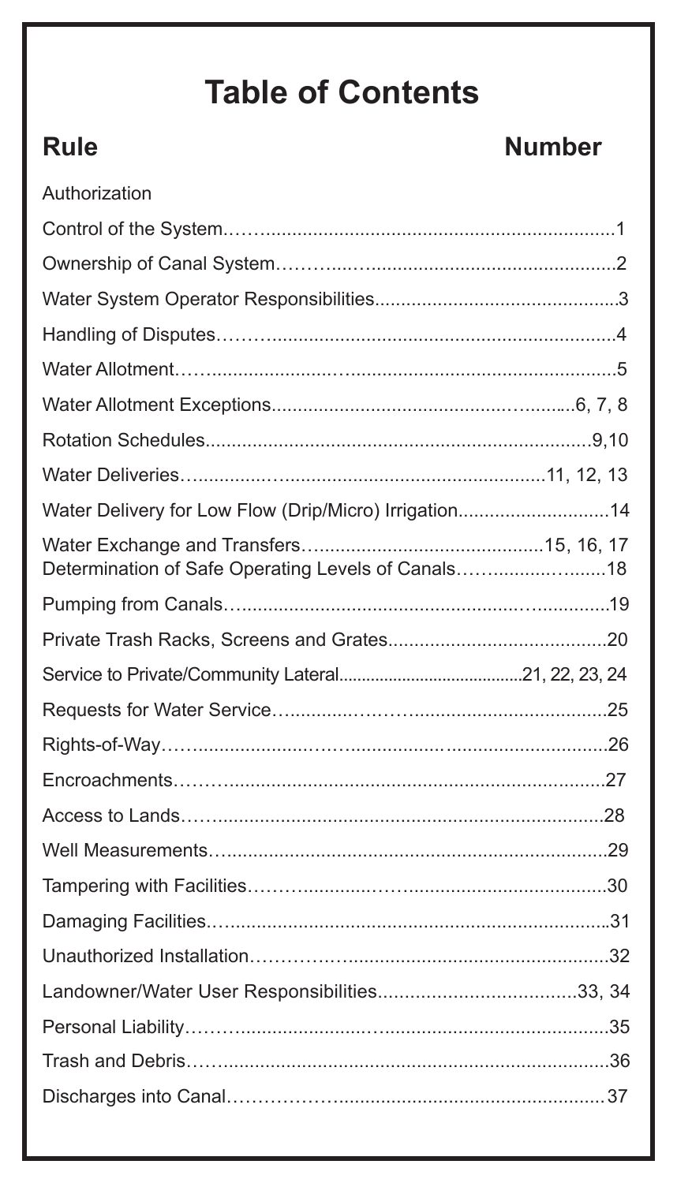# Table of Contents

| Rule | Number |
| --- | --- |
| Authorization | |
| Control of the System | 1 |
| Ownership of Canal System | 2 |
| Water System Operator Responsibilities | 3 |
| Handling of Disputes | 4 |
| Water Allotment | 5 |
| Water Allotment Exceptions | 6, 7, 8 |
| Rotation Schedules | 9,10 |
| Water Deliveries | 11, 12, 13 |
| Water Delivery for Low Flow (Drip/Micro) Irrigation | 14 |
| Water Exchange and Transfers | 15, 16, 17 |
| Determination of Safe Operating Levels of Canals | 18 |
| Pumping from Canals | 19 |
| Private Trash Racks, Screens and Grates | 20 |
| Service to Private/Community Lateral | 21, 22, 23, 24 |
| Requests for Water Service | 25 |
| Rights-of-Way | 26 |
| Encroachments | 27 |
| Access to Lands | 28 |
| Well Measurements | 29 |
| Tampering with Facilities | 30 |
| Damaging Facilities | 31 |
| Unauthorized Installation | 32 |
| Landowner/Water User Responsibilities | 33, 34 |
| Personal Liability | 35 |
| Trash and Debris | 36 |
| Discharges into Canal | 37 |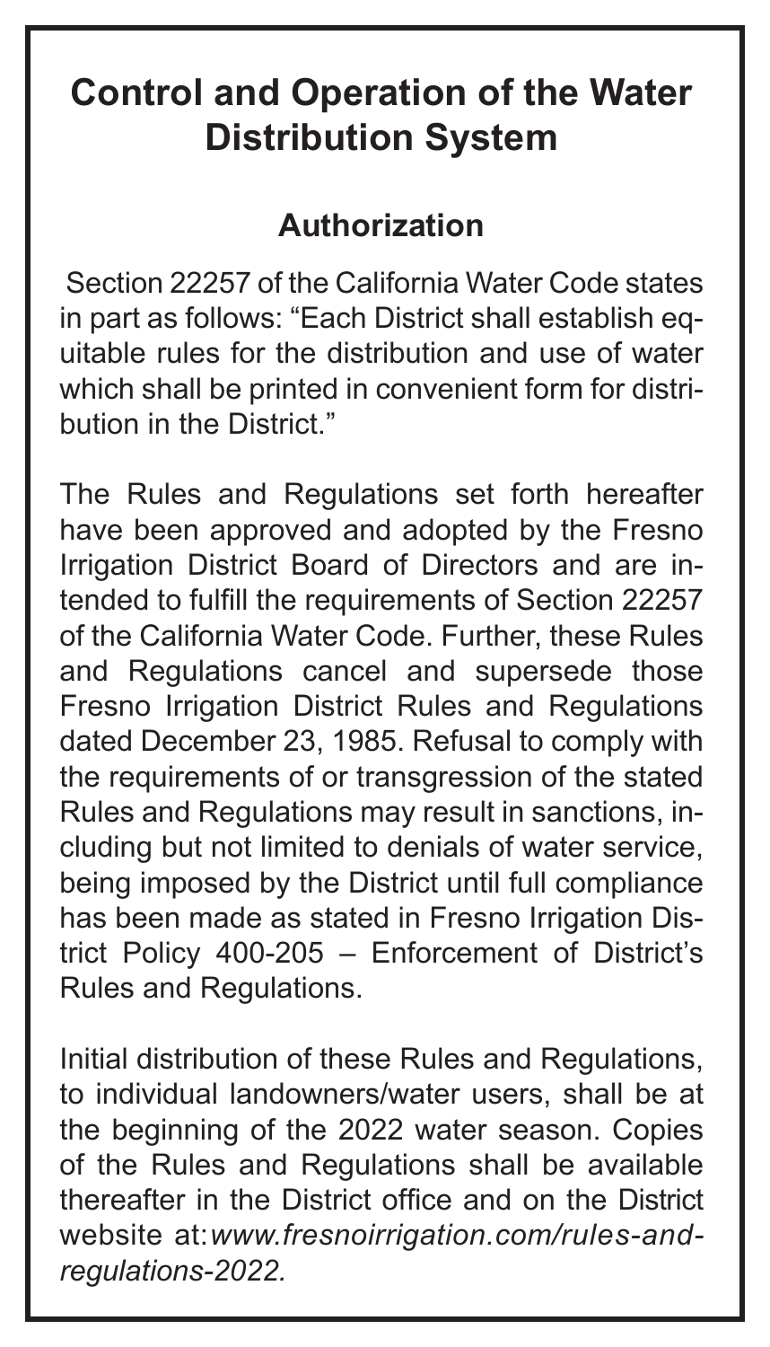# Control and Operation of the Water Distribution System

## Authorization

Section 22257 of the California Water Code states in part as follows: "Each District shall establish equitable rules for the distribution and use of water which shall be printed in convenient form for distribution in the District."

The Rules and Regulations set forth hereafter have been approved and adopted by the Fresno Irrigation District Board of Directors and are intended to fulfill the requirements of Section 22257 of the California Water Code. Further, these Rules and Regulations cancel and supersede those Fresno Irrigation District Rules and Regulations dated December 23, 1985. Refusal to comply with the requirements of or transgression of the stated Rules and Regulations may result in sanctions, including but not limited to denials of water service, being imposed by the District until full compliance has been made as stated in Fresno Irrigation District Policy 400-205 – Enforcement of District's Rules and Regulations.

Initial distribution of these Rules and Regulations, to individual landowners/water users, shall be at the beginning of the 2022 water season. Copies of the Rules and Regulations shall be available thereafter in the District office and on the District website at: *www.fresnoirrigation.com/rules-and-regulations-2022.*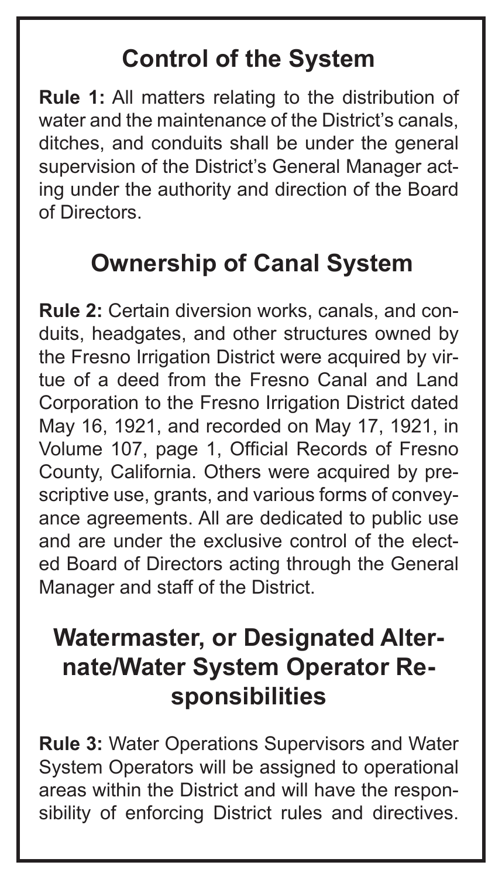## Control of the System

**Rule 1:** All matters relating to the distribution of water and the maintenance of the District's canals, ditches, and conduits shall be under the general supervision of the District's General Manager acting under the authority and direction of the Board of Directors.

## Ownership of Canal System

**Rule 2:** Certain diversion works, canals, and conduits, headgates, and other structures owned by the Fresno Irrigation District were acquired by virtue of a deed from the Fresno Canal and Land Corporation to the Fresno Irrigation District dated May 16, 1921, and recorded on May 17, 1921, in Volume 107, page 1, Official Records of Fresno County, California. Others were acquired by prescriptive use, grants, and various forms of conveyance agreements. All are dedicated to public use and are under the exclusive control of the elected Board of Directors acting through the General Manager and staff of the District.

## Watermaster, or Designated Alternate/Water System Operator Responsibilities

**Rule 3:** Water Operations Supervisors and Water System Operators will be assigned to operational areas within the District and will have the responsibility of enforcing District rules and directives.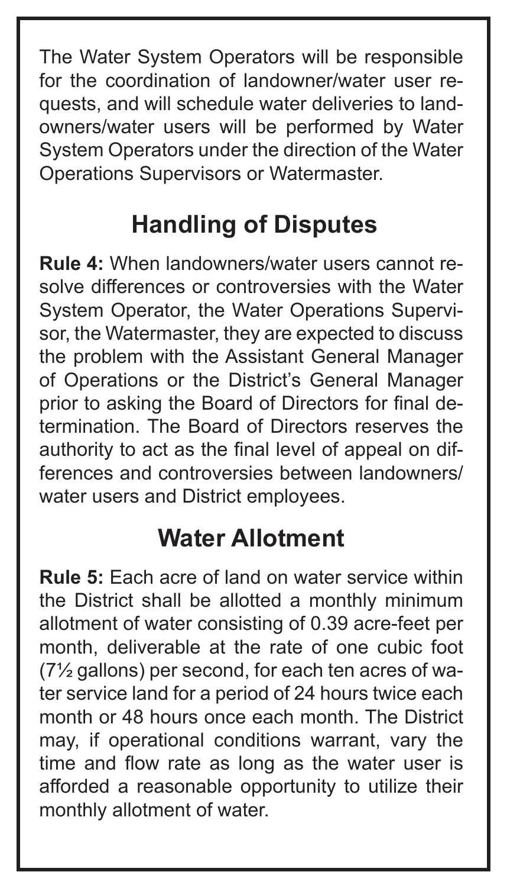The Water System Operators will be responsible for the coordination of landowner/water user requests, and will schedule water deliveries to landowners/water users will be performed by Water System Operators under the direction of the Water Operations Supervisors or Watermaster.

## Handling of Disputes

**Rule 4:** When landowners/water users cannot resolve differences or controversies with the Water System Operator, the Water Operations Supervisor, the Watermaster, they are expected to discuss the problem with the Assistant General Manager of Operations or the District's General Manager prior to asking the Board of Directors for final determination. The Board of Directors reserves the authority to act as the final level of appeal on differences and controversies between landowners/ water users and District employees.

## Water Allotment

**Rule 5:** Each acre of land on water service within the District shall be allotted a monthly minimum allotment of water consisting of 0.39 acre-feet per month, deliverable at the rate of one cubic foot (7½ gallons) per second, for each ten acres of water service land for a period of 24 hours twice each month or 48 hours once each month. The District may, if operational conditions warrant, vary the time and flow rate as long as the water user is afforded a reasonable opportunity to utilize their monthly allotment of water.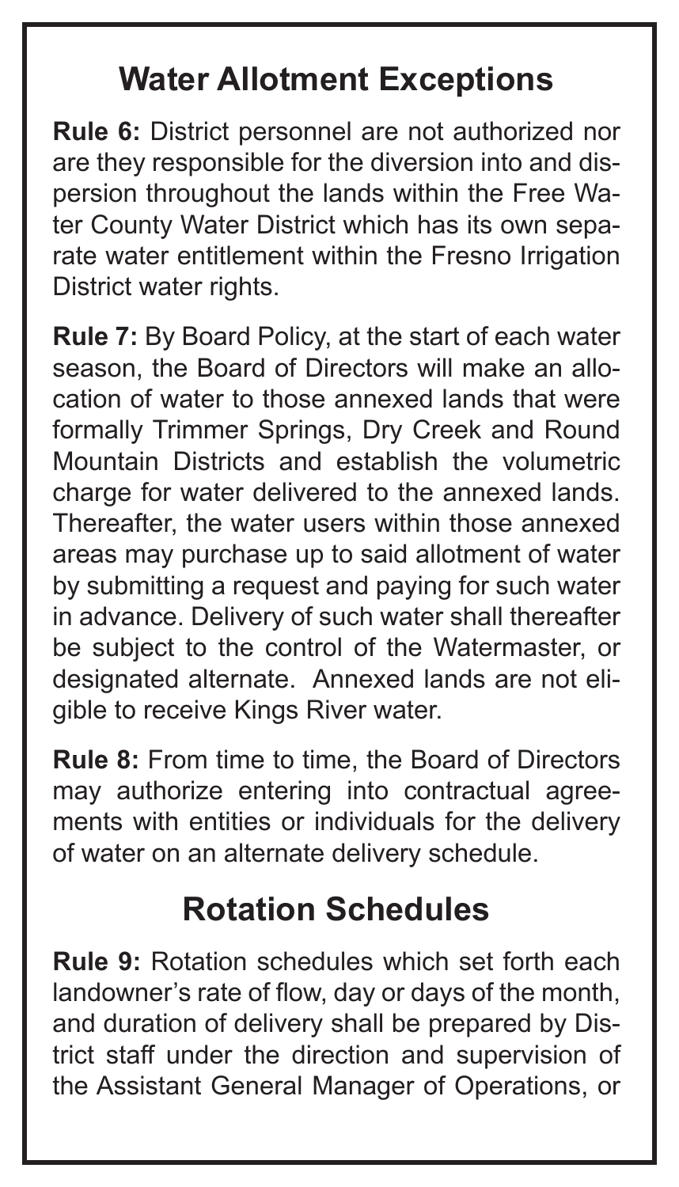## Water Allotment Exceptions

**Rule 6:** District personnel are not authorized nor are they responsible for the diversion into and dispersion throughout the lands within the Free Water County Water District which has its own separate water entitlement within the Fresno Irrigation District water rights.

**Rule 7:** By Board Policy, at the start of each water season, the Board of Directors will make an allocation of water to those annexed lands that were formally Trimmer Springs, Dry Creek and Round Mountain Districts and establish the volumetric charge for water delivered to the annexed lands. Thereafter, the water users within those annexed areas may purchase up to said allotment of water by submitting a request and paying for such water in advance. Delivery of such water shall thereafter be subject to the control of the Watermaster, or designated alternate. Annexed lands are not eligible to receive Kings River water.

**Rule 8:** From time to time, the Board of Directors may authorize entering into contractual agreements with entities or individuals for the delivery of water on an alternate delivery schedule.

## Rotation Schedules

**Rule 9:** Rotation schedules which set forth each landowner's rate of flow, day or days of the month, and duration of delivery shall be prepared by District staff under the direction and supervision of the Assistant General Manager of Operations, or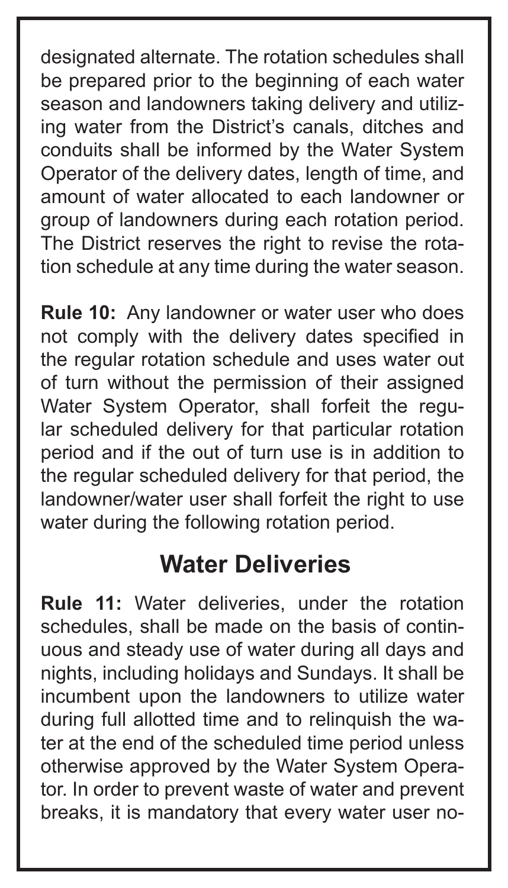designated alternate. The rotation schedules shall be prepared prior to the beginning of each water season and landowners taking delivery and utilizing water from the District's canals, ditches and conduits shall be informed by the Water System Operator of the delivery dates, length of time, and amount of water allocated to each landowner or group of landowners during each rotation period. The District reserves the right to revise the rotation schedule at any time during the water season.

**Rule 10:** Any landowner or water user who does not comply with the delivery dates specified in the regular rotation schedule and uses water out of turn without the permission of their assigned Water System Operator, shall forfeit the regular scheduled delivery for that particular rotation period and if the out of turn use is in addition to the regular scheduled delivery for that period, the landowner/water user shall forfeit the right to use water during the following rotation period.

## Water Deliveries

**Rule 11:** Water deliveries, under the rotation schedules, shall be made on the basis of continuous and steady use of water during all days and nights, including holidays and Sundays. It shall be incumbent upon the landowners to utilize water during full allotted time and to relinquish the water at the end of the scheduled time period unless otherwise approved by the Water System Operator. In order to prevent waste of water and prevent breaks, it is mandatory that every water user no-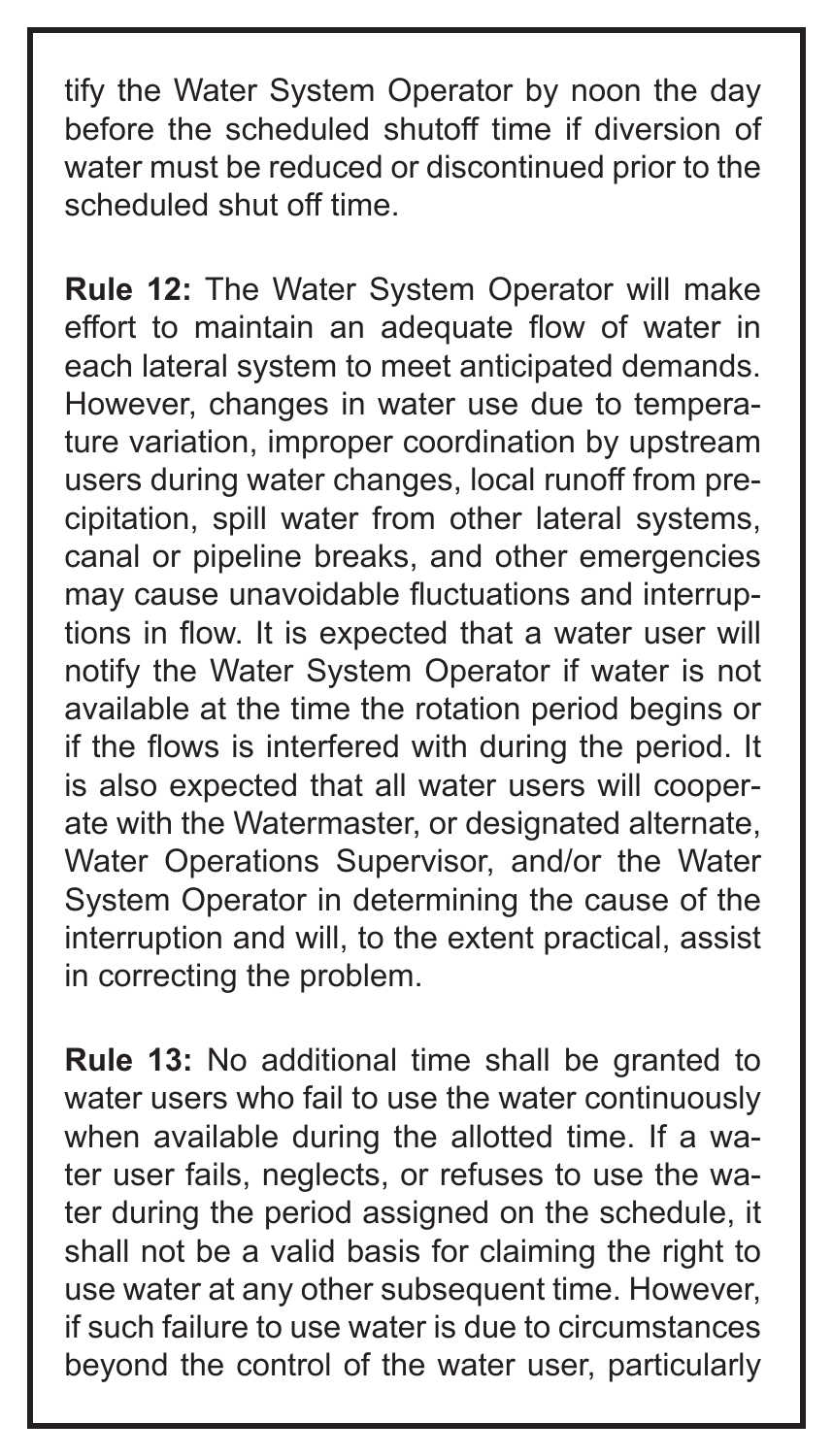tify the Water System Operator by noon the day before the scheduled shutoff time if diversion of water must be reduced or discontinued prior to the scheduled shut off time.

**Rule 12:** The Water System Operator will make effort to maintain an adequate flow of water in each lateral system to meet anticipated demands. However, changes in water use due to temperature variation, improper coordination by upstream users during water changes, local runoff from precipitation, spill water from other lateral systems, canal or pipeline breaks, and other emergencies may cause unavoidable fluctuations and interruptions in flow. It is expected that a water user will notify the Water System Operator if water is not available at the time the rotation period begins or if the flows is interfered with during the period. It is also expected that all water users will cooperate with the Watermaster, or designated alternate, Water Operations Supervisor, and/or the Water System Operator in determining the cause of the interruption and will, to the extent practical, assist in correcting the problem.

**Rule 13:** No additional time shall be granted to water users who fail to use the water continuously when available during the allotted time. If a water user fails, neglects, or refuses to use the water during the period assigned on the schedule, it shall not be a valid basis for claiming the right to use water at any other subsequent time. However, if such failure to use water is due to circumstances beyond the control of the water user, particularly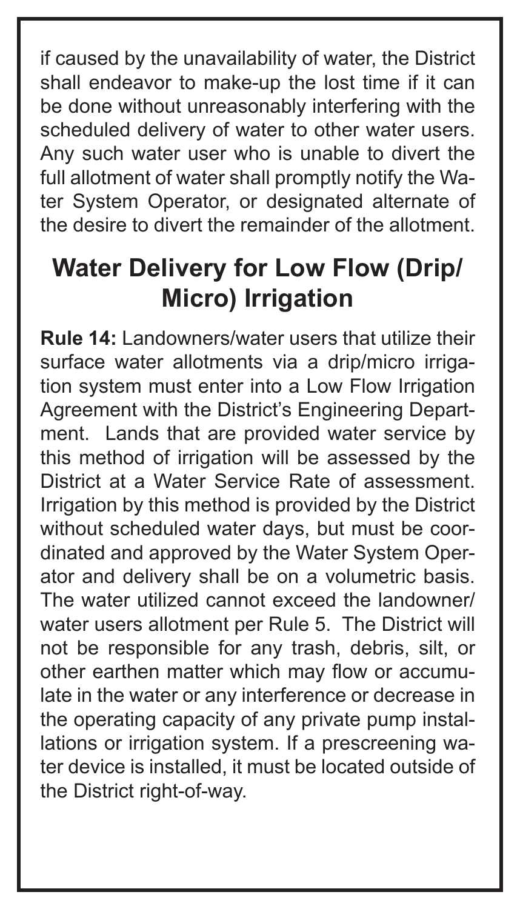if caused by the unavailability of water, the District shall endeavor to make-up the lost time if it can be done without unreasonably interfering with the scheduled delivery of water to other water users. Any such water user who is unable to divert the full allotment of water shall promptly notify the Water System Operator, or designated alternate of the desire to divert the remainder of the allotment.

## Water Delivery for Low Flow (Drip/ Micro) Irrigation

**Rule 14:** Landowners/water users that utilize their surface water allotments via a drip/micro irrigation system must enter into a Low Flow Irrigation Agreement with the District's Engineering Department. Lands that are provided water service by this method of irrigation will be assessed by the District at a Water Service Rate of assessment. Irrigation by this method is provided by the District without scheduled water days, but must be coordinated and approved by the Water System Operator and delivery shall be on a volumetric basis. The water utilized cannot exceed the landowner/ water users allotment per Rule 5. The District will not be responsible for any trash, debris, silt, or other earthen matter which may flow or accumulate in the water or any interference or decrease in the operating capacity of any private pump installations or irrigation system. If a prescreening water device is installed, it must be located outside of the District right-of-way.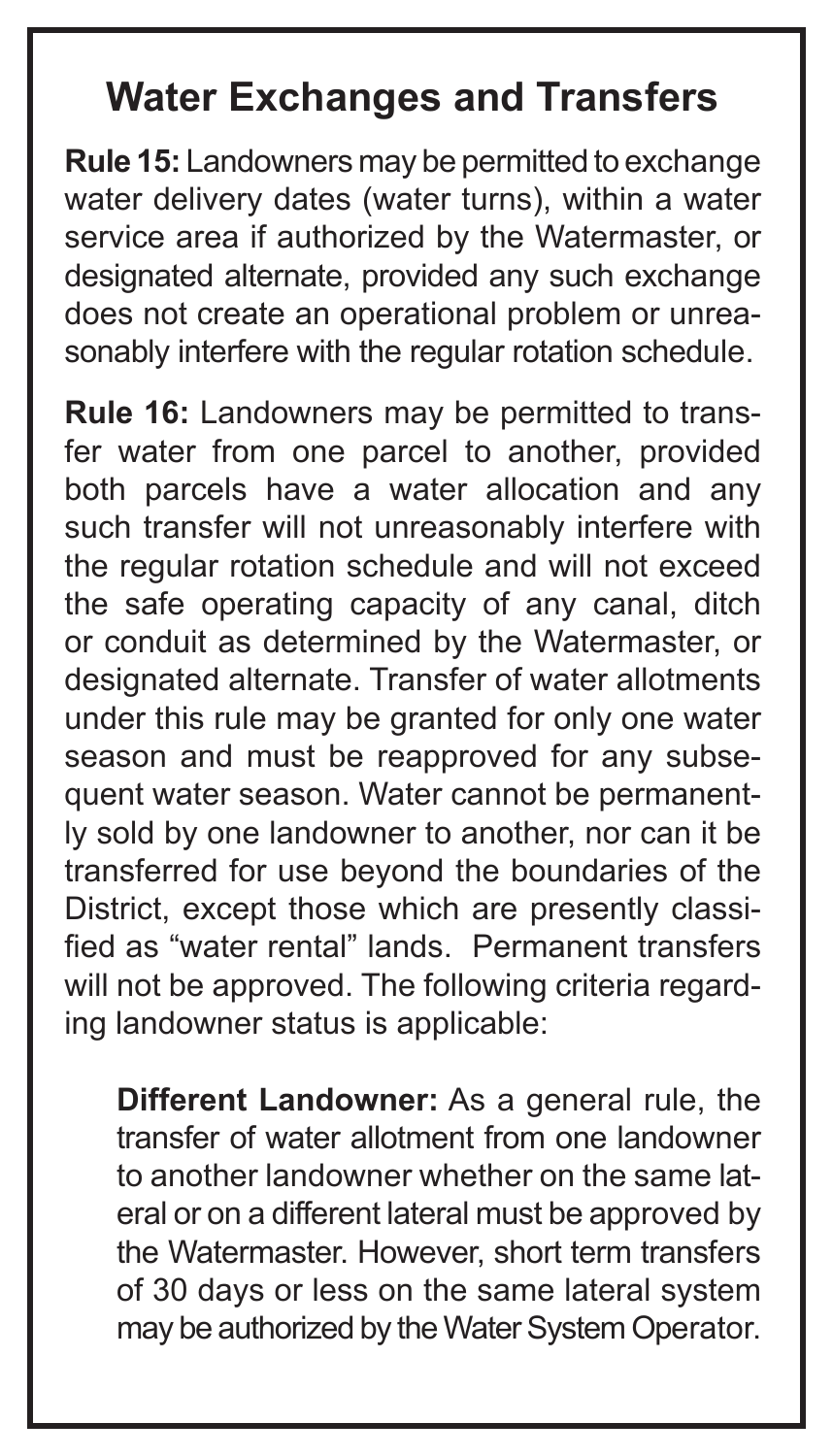## Water Exchanges and Transfers

**Rule 15:** Landowners may be permitted to exchange water delivery dates (water turns), within a water service area if authorized by the Watermaster, or designated alternate, provided any such exchange does not create an operational problem or unreasonably interfere with the regular rotation schedule.

**Rule 16:** Landowners may be permitted to transfer water from one parcel to another, provided both parcels have a water allocation and any such transfer will not unreasonably interfere with the regular rotation schedule and will not exceed the safe operating capacity of any canal, ditch or conduit as determined by the Watermaster, or designated alternate. Transfer of water allotments under this rule may be granted for only one water season and must be reapproved for any subsequent water season. Water cannot be permanently sold by one landowner to another, nor can it be transferred for use beyond the boundaries of the District, except those which are presently classified as "water rental" lands. Permanent transfers will not be approved. The following criteria regarding landowner status is applicable:

> **Different Landowner:** As a general rule, the transfer of water allotment from one landowner to another landowner whether on the same lateral or on a different lateral must be approved by the Watermaster. However, short term transfers of 30 days or less on the same lateral system may be authorized by the Water System Operator.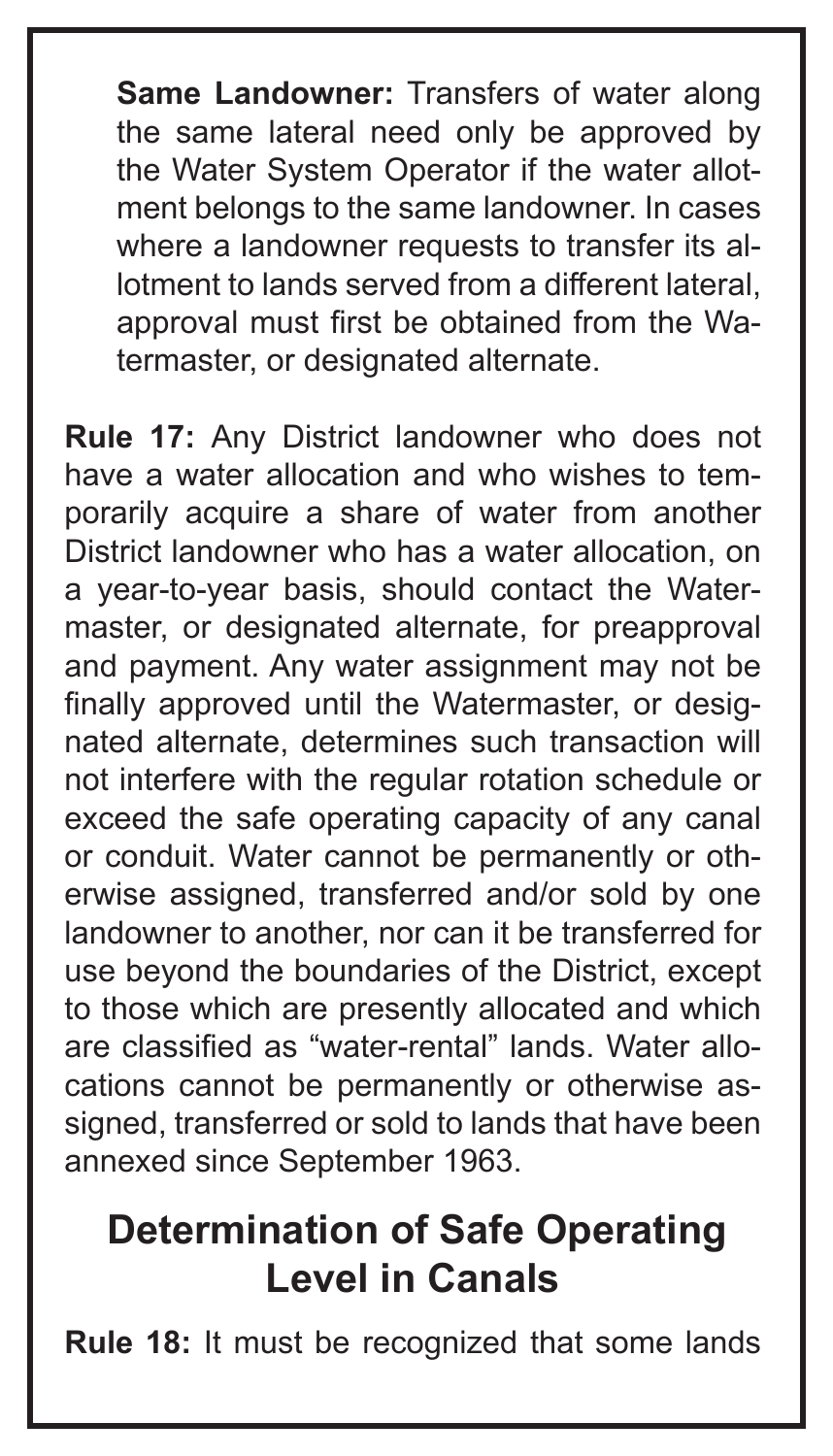**Same Landowner:** Transfers of water along the same lateral need only be approved by the Water System Operator if the water allotment belongs to the same landowner. In cases where a landowner requests to transfer its allotment to lands served from a different lateral, approval must first be obtained from the Watermaster, or designated alternate.

**Rule 17:** Any District landowner who does not have a water allocation and who wishes to temporarily acquire a share of water from another District landowner who has a water allocation, on a year-to-year basis, should contact the Watermaster, or designated alternate, for preapproval and payment. Any water assignment may not be finally approved until the Watermaster, or designated alternate, determines such transaction will not interfere with the regular rotation schedule or exceed the safe operating capacity of any canal or conduit. Water cannot be permanently or otherwise assigned, transferred and/or sold by one landowner to another, nor can it be transferred for use beyond the boundaries of the District, except to those which are presently allocated and which are classified as "water-rental" lands. Water allocations cannot be permanently or otherwise assigned, transferred or sold to lands that have been annexed since September 1963.

## Determination of Safe Operating Level in Canals

**Rule 18:** It must be recognized that some lands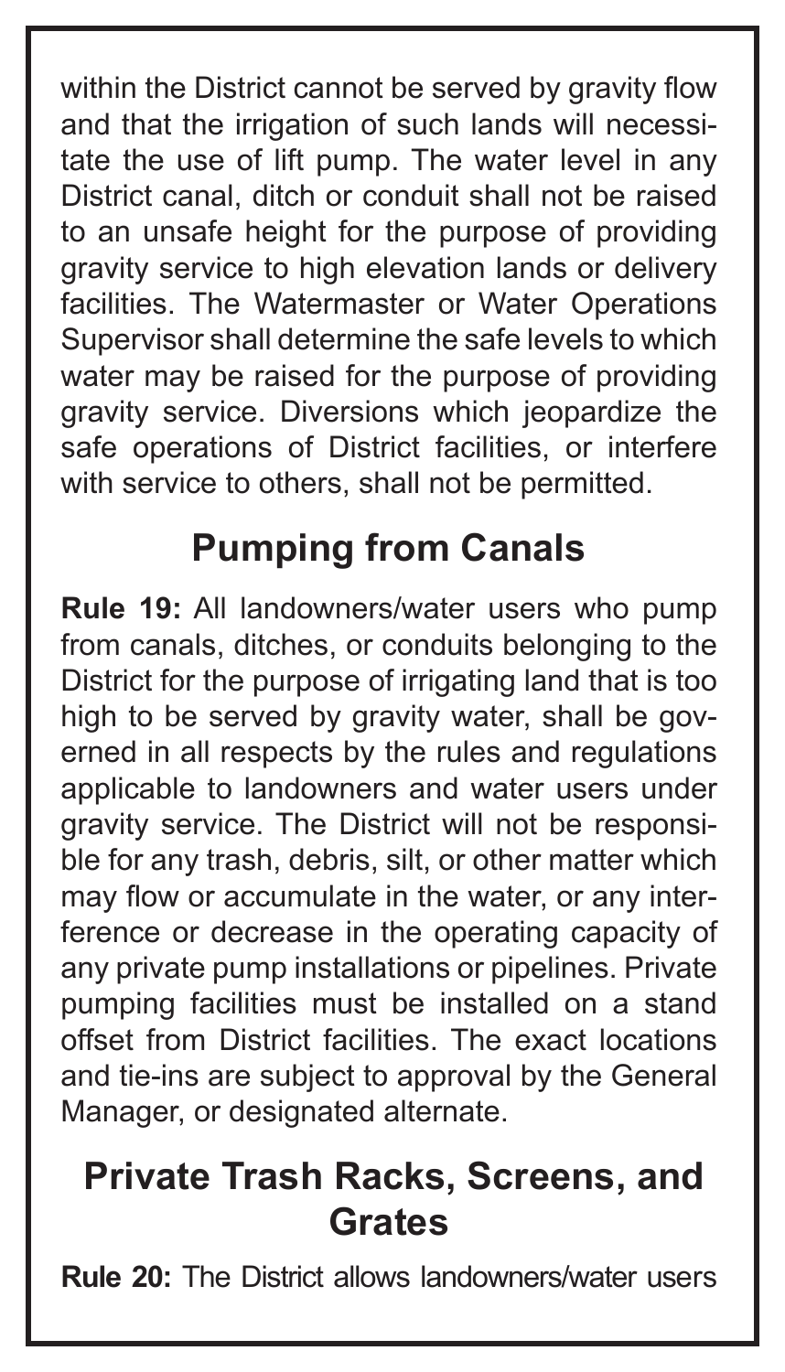within the District cannot be served by gravity flow and that the irrigation of such lands will necessitate the use of lift pump. The water level in any District canal, ditch or conduit shall not be raised to an unsafe height for the purpose of providing gravity service to high elevation lands or delivery facilities. The Watermaster or Water Operations Supervisor shall determine the safe levels to which water may be raised for the purpose of providing gravity service. Diversions which jeopardize the safe operations of District facilities, or interfere with service to others, shall not be permitted.

## Pumping from Canals

**Rule 19:** All landowners/water users who pump from canals, ditches, or conduits belonging to the District for the purpose of irrigating land that is too high to be served by gravity water, shall be governed in all respects by the rules and regulations applicable to landowners and water users under gravity service. The District will not be responsible for any trash, debris, silt, or other matter which may flow or accumulate in the water, or any interference or decrease in the operating capacity of any private pump installations or pipelines. Private pumping facilities must be installed on a stand offset from District facilities. The exact locations and tie-ins are subject to approval by the General Manager, or designated alternate.

## Private Trash Racks, Screens, and Grates

**Rule 20:** The District allows landowners/water users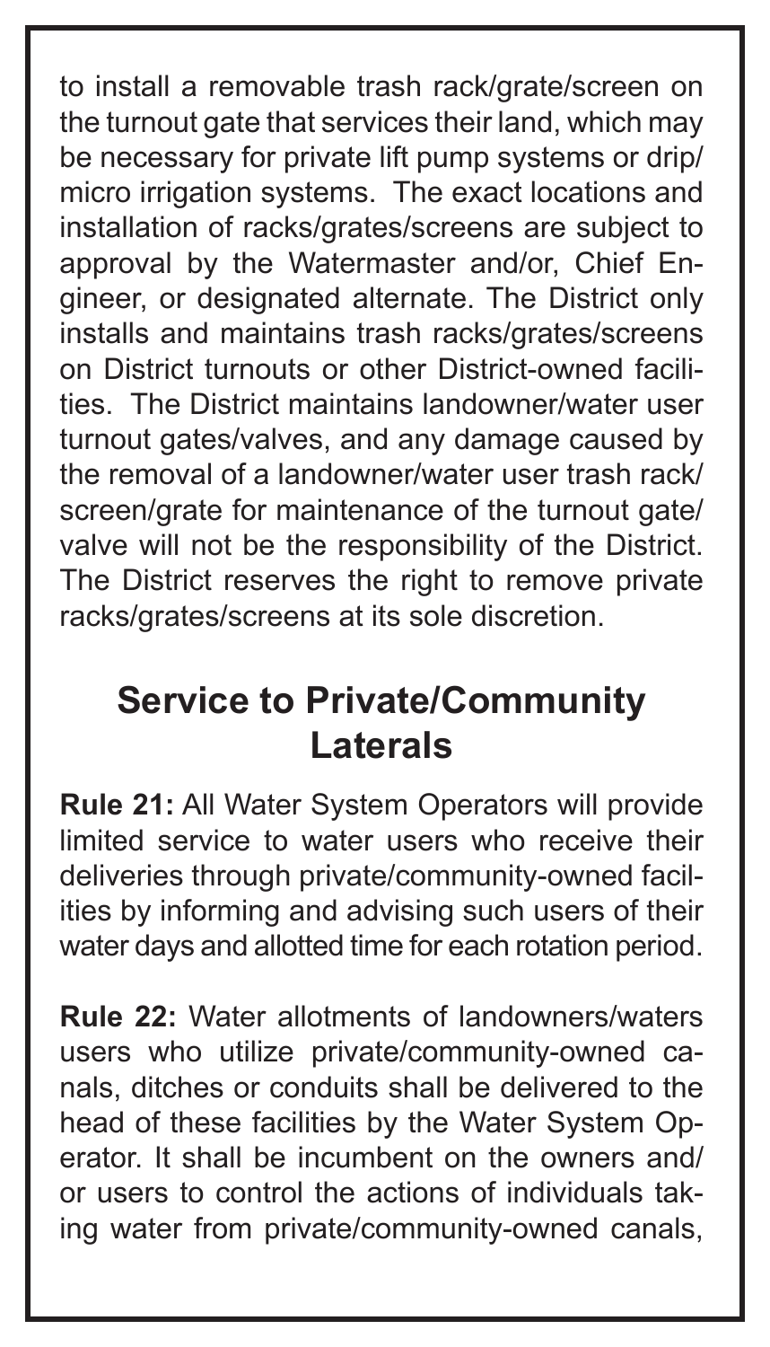to install a removable trash rack/grate/screen on the turnout gate that services their land, which may be necessary for private lift pump systems or drip/micro irrigation systems. The exact locations and installation of racks/grates/screens are subject to approval by the Watermaster and/or, Chief Engineer, or designated alternate. The District only installs and maintains trash racks/grates/screens on District turnouts or other District-owned facilities. The District maintains landowner/water user turnout gates/valves, and any damage caused by the removal of a landowner/water user trash rack/screen/grate for maintenance of the turnout gate/valve will not be the responsibility of the District. The District reserves the right to remove private racks/grates/screens at its sole discretion.

## Service to Private/Community Laterals

**Rule 21:** All Water System Operators will provide limited service to water users who receive their deliveries through private/community-owned facilities by informing and advising such users of their water days and allotted time for each rotation period.

**Rule 22:** Water allotments of landowners/waters users who utilize private/community-owned canals, ditches or conduits shall be delivered to the head of these facilities by the Water System Operator. It shall be incumbent on the owners and/or users to control the actions of individuals taking water from private/community-owned canals,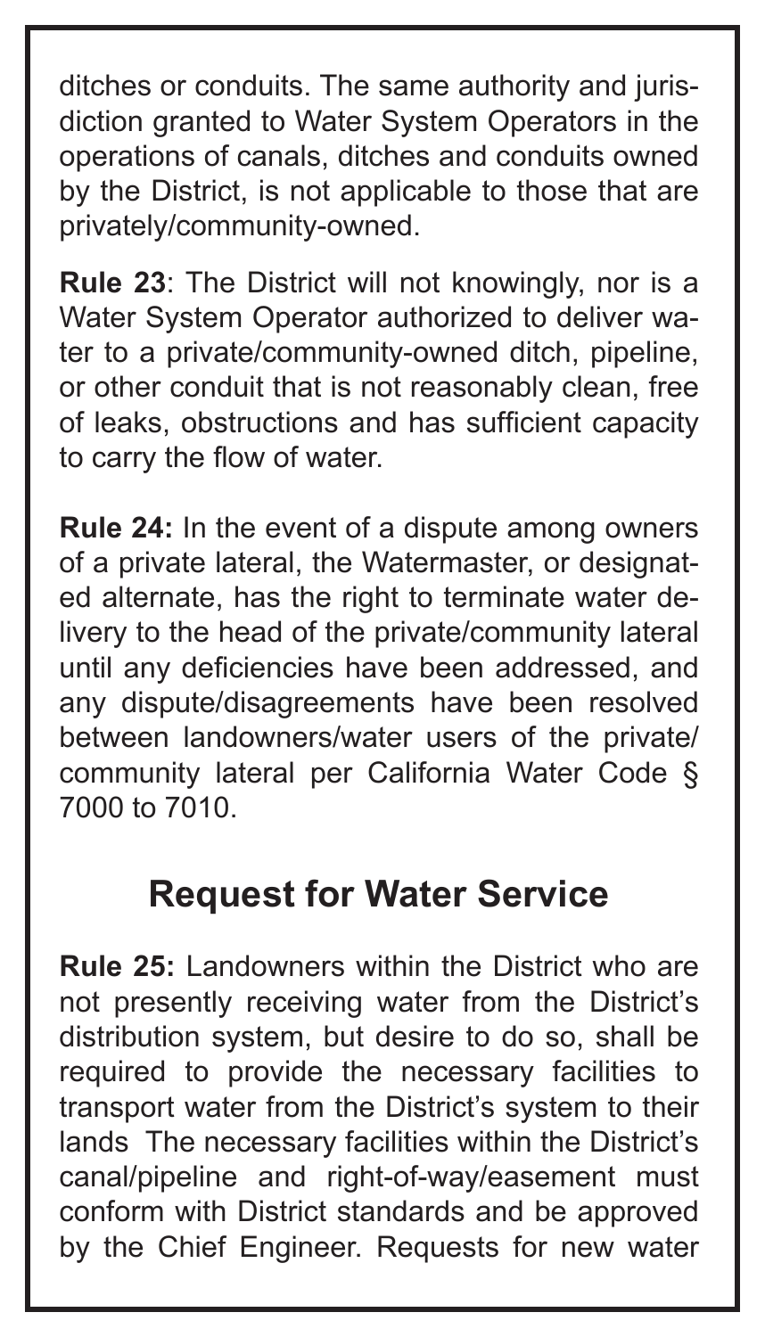ditches or conduits. The same authority and jurisdiction granted to Water System Operators in the operations of canals, ditches and conduits owned by the District, is not applicable to those that are privately/community-owned.

**Rule 23**: The District will not knowingly, nor is a Water System Operator authorized to deliver water to a private/community-owned ditch, pipeline, or other conduit that is not reasonably clean, free of leaks, obstructions and has sufficient capacity to carry the flow of water.

**Rule 24:** In the event of a dispute among owners of a private lateral, the Watermaster, or designated alternate, has the right to terminate water delivery to the head of the private/community lateral until any deficiencies have been addressed, and any dispute/disagreements have been resolved between landowners/water users of the private/community lateral per California Water Code § 7000 to 7010.

## Request for Water Service

**Rule 25:** Landowners within the District who are not presently receiving water from the District's distribution system, but desire to do so, shall be required to provide the necessary facilities to transport water from the District's system to their lands The necessary facilities within the District's canal/pipeline and right-of-way/easement must conform with District standards and be approved by the Chief Engineer. Requests for new water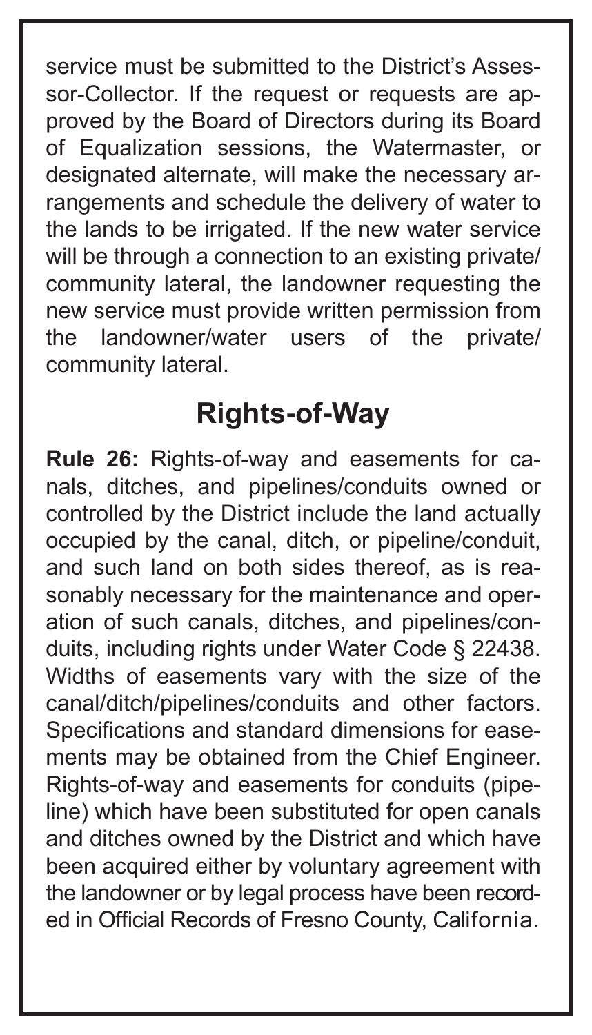service must be submitted to the District's Assessor-Collector. If the request or requests are approved by the Board of Directors during its Board of Equalization sessions, the Watermaster, or designated alternate, will make the necessary arrangements and schedule the delivery of water to the lands to be irrigated. If the new water service will be through a connection to an existing private/ community lateral, the landowner requesting the new service must provide written permission from the landowner/water users of the private/ community lateral.

## Rights-of-Way

**Rule 26:** Rights-of-way and easements for canals, ditches, and pipelines/conduits owned or controlled by the District include the land actually occupied by the canal, ditch, or pipeline/conduit, and such land on both sides thereof, as is reasonably necessary for the maintenance and operation of such canals, ditches, and pipelines/conduits, including rights under Water Code § 22438. Widths of easements vary with the size of the canal/ditch/pipelines/conduits and other factors. Specifications and standard dimensions for easements may be obtained from the Chief Engineer. Rights-of-way and easements for conduits (pipeline) which have been substituted for open canals and ditches owned by the District and which have been acquired either by voluntary agreement with the landowner or by legal process have been recorded in Official Records of Fresno County, California.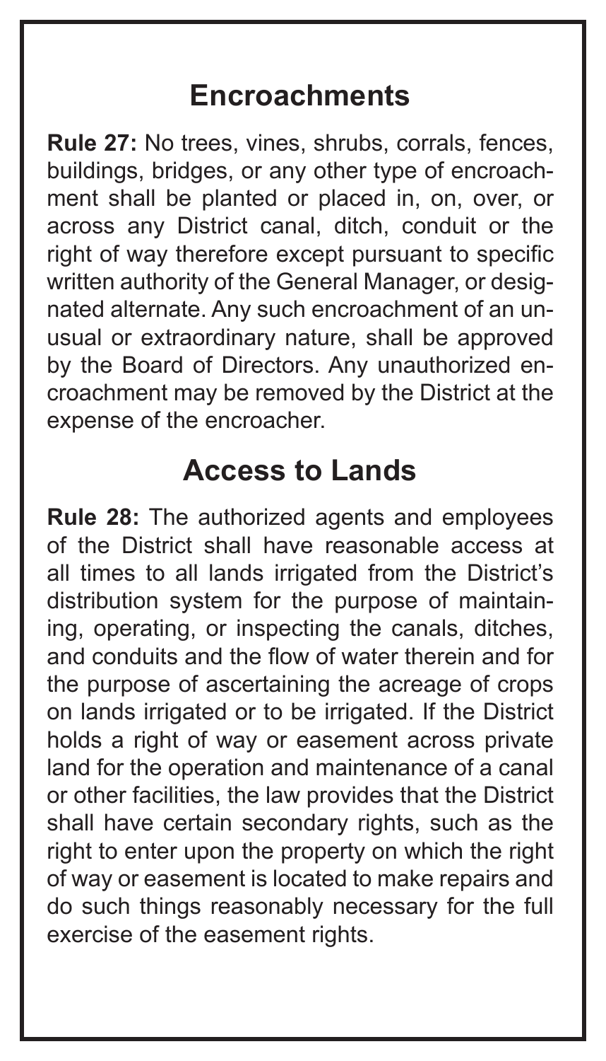## Encroachments

**Rule 27:** No trees, vines, shrubs, corrals, fences, buildings, bridges, or any other type of encroachment shall be planted or placed in, on, over, or across any District canal, ditch, conduit or the right of way therefore except pursuant to specific written authority of the General Manager, or designated alternate. Any such encroachment of an unusual or extraordinary nature, shall be approved by the Board of Directors. Any unauthorized encroachment may be removed by the District at the expense of the encroacher.

## Access to Lands

**Rule 28:** The authorized agents and employees of the District shall have reasonable access at all times to all lands irrigated from the District's distribution system for the purpose of maintaining, operating, or inspecting the canals, ditches, and conduits and the flow of water therein and for the purpose of ascertaining the acreage of crops on lands irrigated or to be irrigated. If the District holds a right of way or easement across private land for the operation and maintenance of a canal or other facilities, the law provides that the District shall have certain secondary rights, such as the right to enter upon the property on which the right of way or easement is located to make repairs and do such things reasonably necessary for the full exercise of the easement rights.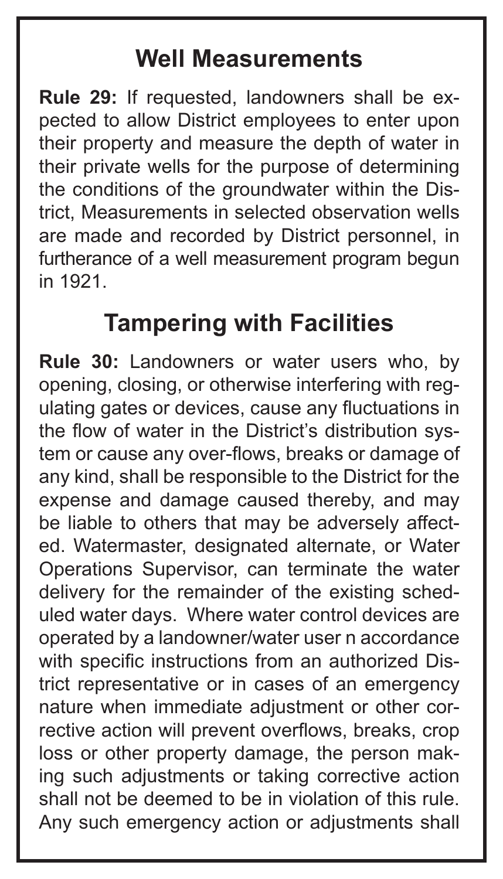## Well Measurements

**Rule 29:** If requested, landowners shall be expected to allow District employees to enter upon their property and measure the depth of water in their private wells for the purpose of determining the conditions of the groundwater within the District, Measurements in selected observation wells are made and recorded by District personnel, in furtherance of a well measurement program begun in 1921.

## Tampering with Facilities

**Rule 30:** Landowners or water users who, by opening, closing, or otherwise interfering with regulating gates or devices, cause any fluctuations in the flow of water in the District's distribution system or cause any over-flows, breaks or damage of any kind, shall be responsible to the District for the expense and damage caused thereby, and may be liable to others that may be adversely affected. Watermaster, designated alternate, or Water Operations Supervisor, can terminate the water delivery for the remainder of the existing scheduled water days. Where water control devices are operated by a landowner/water user n accordance with specific instructions from an authorized District representative or in cases of an emergency nature when immediate adjustment or other corrective action will prevent overflows, breaks, crop loss or other property damage, the person making such adjustments or taking corrective action shall not be deemed to be in violation of this rule. Any such emergency action or adjustments shall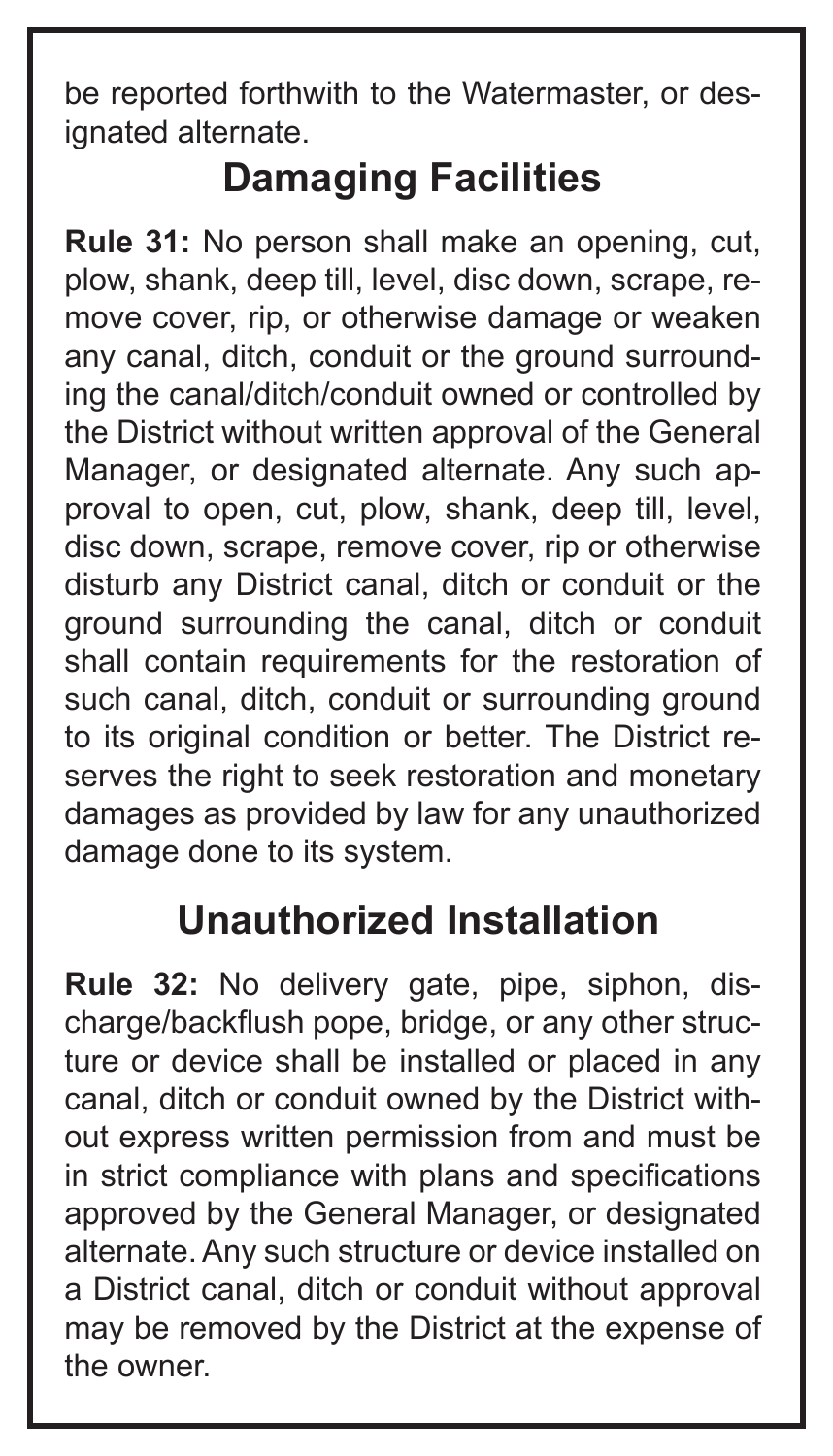be reported forthwith to the Watermaster, or designated alternate.

## Damaging Facilities

**Rule 31:** No person shall make an opening, cut, plow, shank, deep till, level, disc down, scrape, remove cover, rip, or otherwise damage or weaken any canal, ditch, conduit or the ground surrounding the canal/ditch/conduit owned or controlled by the District without written approval of the General Manager, or designated alternate. Any such approval to open, cut, plow, shank, deep till, level, disc down, scrape, remove cover, rip or otherwise disturb any District canal, ditch or conduit or the ground surrounding the canal, ditch or conduit shall contain requirements for the restoration of such canal, ditch, conduit or surrounding ground to its original condition or better. The District reserves the right to seek restoration and monetary damages as provided by law for any unauthorized damage done to its system.

## Unauthorized Installation

**Rule 32:** No delivery gate, pipe, siphon, discharge/backflush pope, bridge, or any other structure or device shall be installed or placed in any canal, ditch or conduit owned by the District without express written permission from and must be in strict compliance with plans and specifications approved by the General Manager, or designated alternate. Any such structure or device installed on a District canal, ditch or conduit without approval may be removed by the District at the expense of the owner.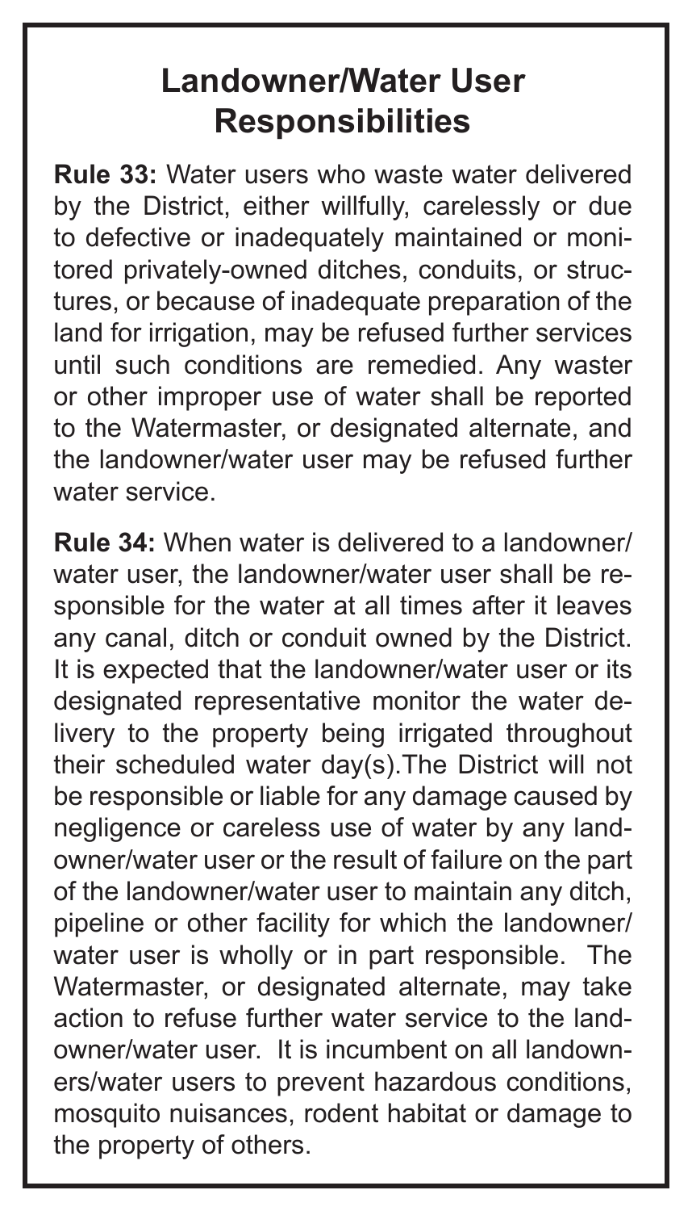# Landowner/Water User Responsibilities

**Rule 33:** Water users who waste water delivered by the District, either willfully, carelessly or due to defective or inadequately maintained or monitored privately-owned ditches, conduits, or structures, or because of inadequate preparation of the land for irrigation, may be refused further services until such conditions are remedied. Any waster or other improper use of water shall be reported to the Watermaster, or designated alternate, and the landowner/water user may be refused further water service.

**Rule 34:** When water is delivered to a landowner/water user, the landowner/water user shall be responsible for the water at all times after it leaves any canal, ditch or conduit owned by the District. It is expected that the landowner/water user or its designated representative monitor the water delivery to the property being irrigated throughout their scheduled water day(s).The District will not be responsible or liable for any damage caused by negligence or careless use of water by any landowner/water user or the result of failure on the part of the landowner/water user to maintain any ditch, pipeline or other facility for which the landowner/water user is wholly or in part responsible. The Watermaster, or designated alternate, may take action to refuse further water service to the landowner/water user. It is incumbent on all landowners/water users to prevent hazardous conditions, mosquito nuisances, rodent habitat or damage to the property of others.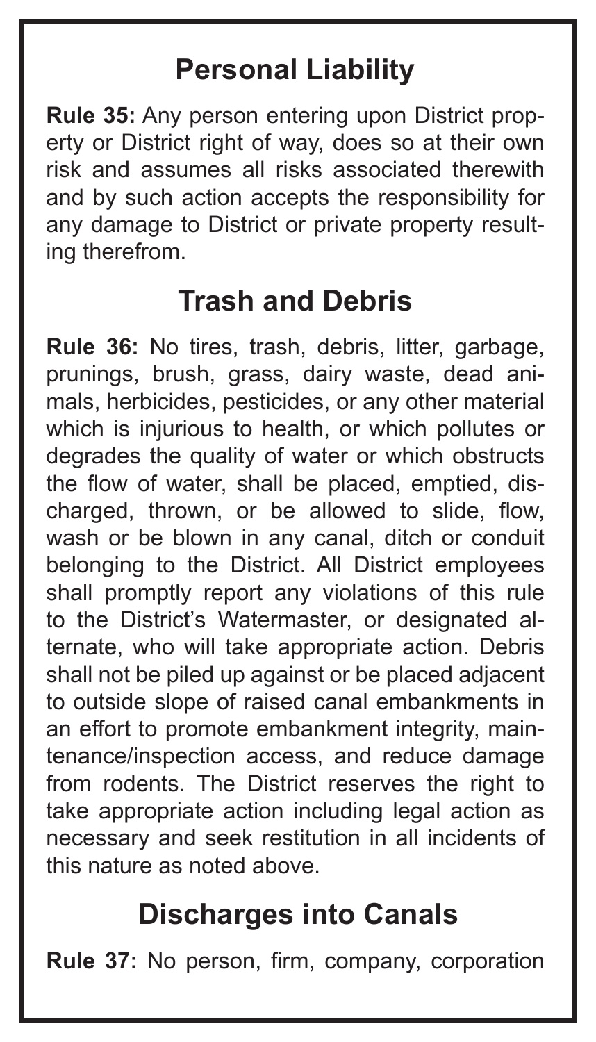## Personal Liability

**Rule 35:** Any person entering upon District property or District right of way, does so at their own risk and assumes all risks associated therewith and by such action accepts the responsibility for any damage to District or private property resulting therefrom.

## Trash and Debris

**Rule 36:** No tires, trash, debris, litter, garbage, prunings, brush, grass, dairy waste, dead animals, herbicides, pesticides, or any other material which is injurious to health, or which pollutes or degrades the quality of water or which obstructs the flow of water, shall be placed, emptied, discharged, thrown, or be allowed to slide, flow, wash or be blown in any canal, ditch or conduit belonging to the District. All District employees shall promptly report any violations of this rule to the District's Watermaster, or designated alternate, who will take appropriate action. Debris shall not be piled up against or be placed adjacent to outside slope of raised canal embankments in an effort to promote embankment integrity, maintenance/inspection access, and reduce damage from rodents. The District reserves the right to take appropriate action including legal action as necessary and seek restitution in all incidents of this nature as noted above.

## Discharges into Canals

**Rule 37:** No person, firm, company, corporation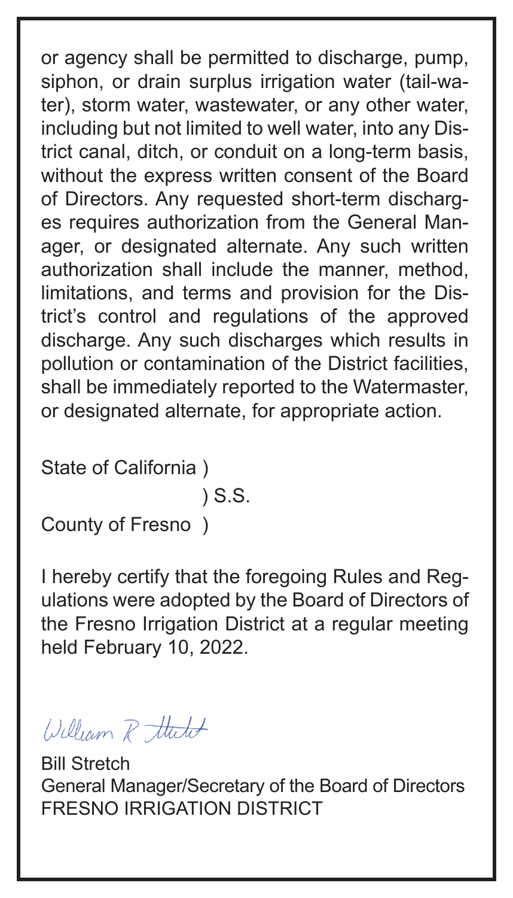or agency shall be permitted to discharge, pump, siphon, or drain surplus irrigation water (tail-water), storm water, wastewater, or any other water, including but not limited to well water, into any District canal, ditch, or conduit on a long-term basis, without the express written consent of the Board of Directors. Any requested short-term discharges requires authorization from the General Manager, or designated alternate. Any such written authorization shall include the manner, method, limitations, and terms and provision for the District's control and regulations of the approved discharge. Any such discharges which results in pollution or contamination of the District facilities, shall be immediately reported to the Watermaster, or designated alternate, for appropriate action.

State of California )
) S.S.
County of Fresno )

I hereby certify that the foregoing Rules and Regulations were adopted by the Board of Directors of the Fresno Irrigation District at a regular meeting held February 10, 2022.

William R. Stretch

Bill Stretch
General Manager/Secretary of the Board of Directors
FRESNO IRRIGATION DISTRICT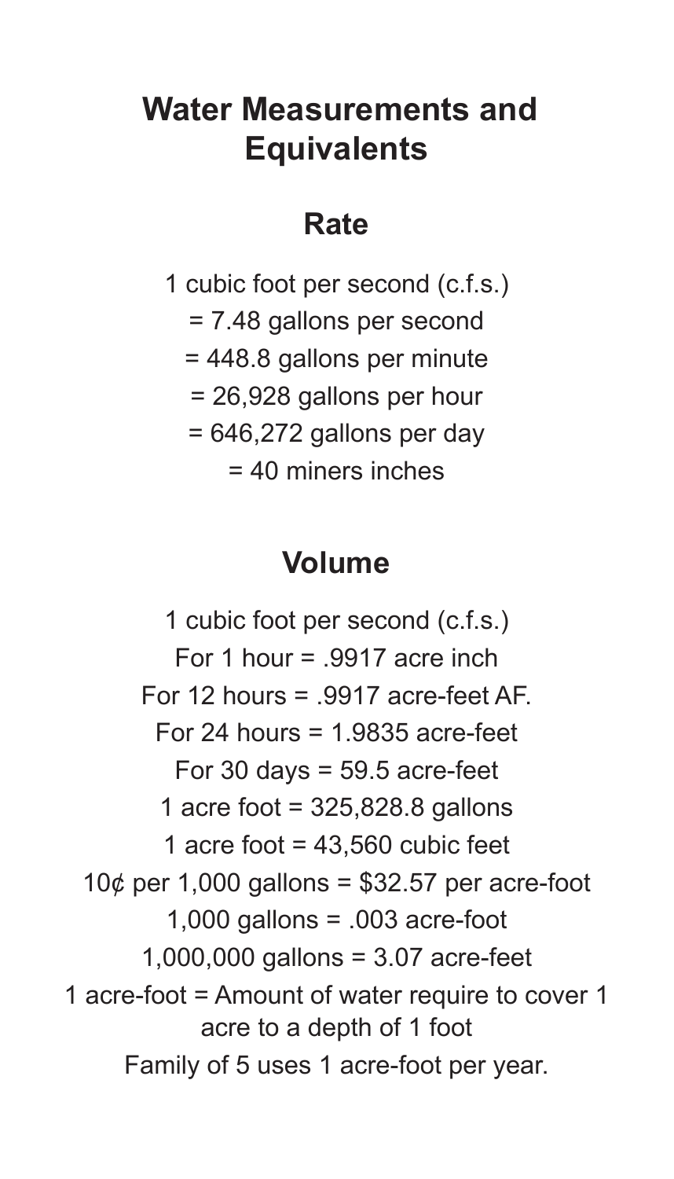# Water Measurements and Equivalents

## Rate

1 cubic foot per second (c.f.s.)

= 7.48 gallons per second

= 448.8 gallons per minute

= 26,928 gallons per hour

= 646,272 gallons per day

= 40 miners inches

## Volume

1 cubic foot per second (c.f.s.)

For 1 hour = .9917 acre inch

For 12 hours = .9917 acre-feet AF.

For 24 hours = 1.9835 acre-feet

For 30 days = 59.5 acre-feet

1 acre foot = 325,828.8 gallons

1 acre foot = 43,560 cubic feet

10¢ per 1,000 gallons = $32.57 per acre-foot

1,000 gallons = .003 acre-foot

1,000,000 gallons = 3.07 acre-feet

1 acre-foot = Amount of water require to cover 1 acre to a depth of 1 foot

Family of 5 uses 1 acre-foot per year.